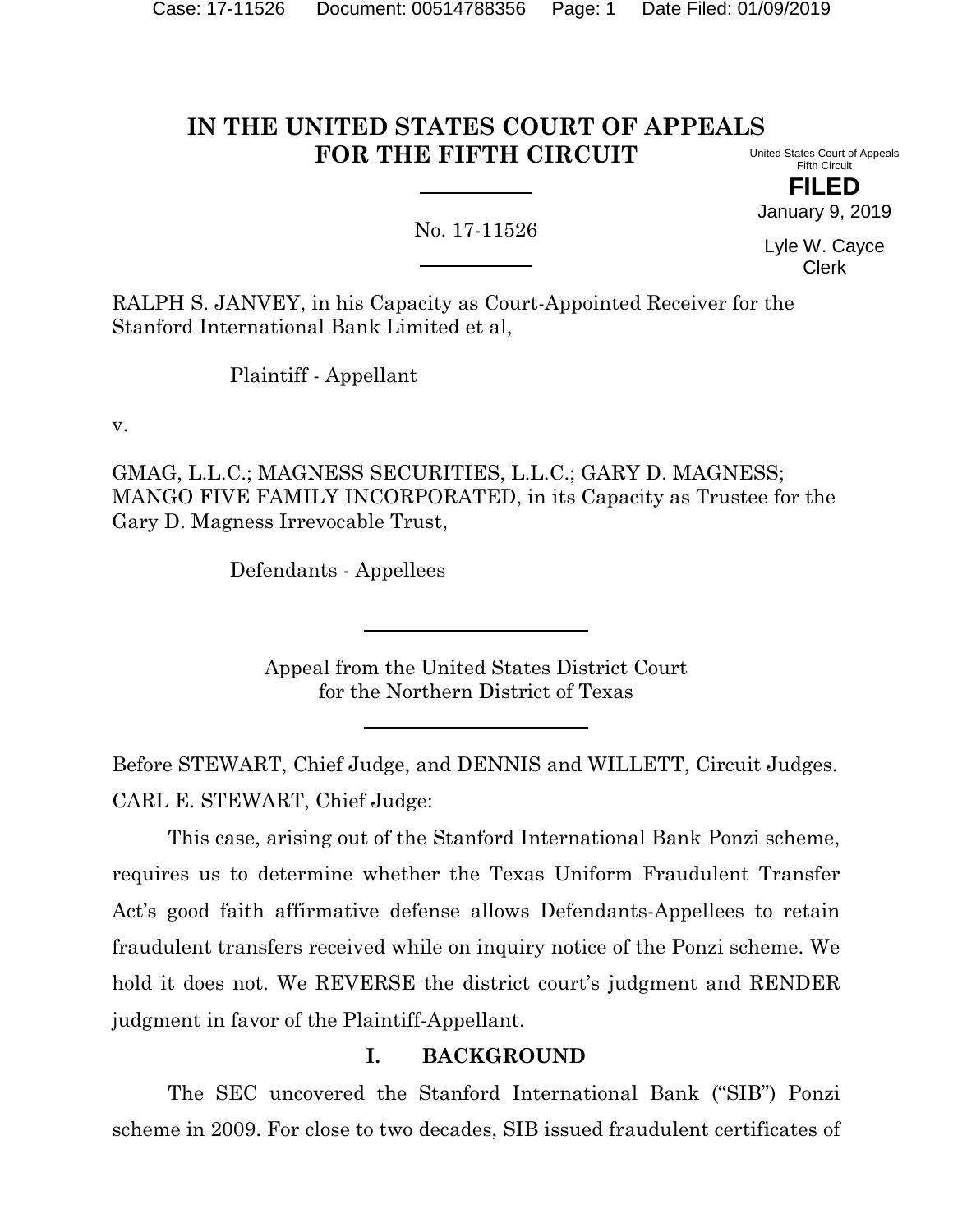# IN THE UNITED STATES COURT OF APPEALS FOR THE FIFTH CIRCUIT

United States Court of Appeals
Fifth Circuit

**FILED**

January 9, 2019

Lyle W. Cayce
Clerk

No. 17-11526

RALPH S. JANVEY, in his Capacity as Court-Appointed Receiver for the Stanford International Bank Limited et al,

Plaintiff - Appellant

v.

GMAG, L.L.C.; MAGNESS SECURITIES, L.L.C.; GARY D. MAGNESS; MANGO FIVE FAMILY INCORPORATED, in its Capacity as Trustee for the Gary D. Magness Irrevocable Trust,

Defendants - Appellees

Appeal from the United States District Court
for the Northern District of Texas

Before STEWART, Chief Judge, and DENNIS and WILLETT, Circuit Judges.

CARL E. STEWART, Chief Judge:

This case, arising out of the Stanford International Bank Ponzi scheme, requires us to determine whether the Texas Uniform Fraudulent Transfer Act's good faith affirmative defense allows Defendants-Appellees to retain fraudulent transfers received while on inquiry notice of the Ponzi scheme. We hold it does not. We REVERSE the district court's judgment and RENDER judgment in favor of the Plaintiff-Appellant.

## I. BACKGROUND

The SEC uncovered the Stanford International Bank ("SIB") Ponzi scheme in 2009. For close to two decades, SIB issued fraudulent certificates of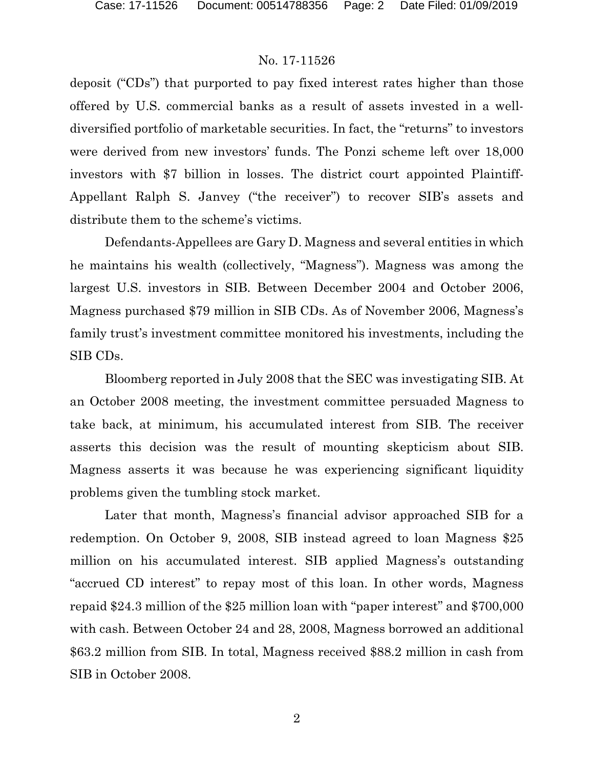deposit ("CDs") that purported to pay fixed interest rates higher than those offered by U.S. commercial banks as a result of assets invested in a well-diversified portfolio of marketable securities. In fact, the "returns" to investors were derived from new investors' funds. The Ponzi scheme left over 18,000 investors with $7 billion in losses. The district court appointed Plaintiff-Appellant Ralph S. Janvey ("the receiver") to recover SIB's assets and distribute them to the scheme's victims.

Defendants-Appellees are Gary D. Magness and several entities in which he maintains his wealth (collectively, "Magness"). Magness was among the largest U.S. investors in SIB. Between December 2004 and October 2006, Magness purchased $79 million in SIB CDs. As of November 2006, Magness's family trust's investment committee monitored his investments, including the SIB CDs.

Bloomberg reported in July 2008 that the SEC was investigating SIB. At an October 2008 meeting, the investment committee persuaded Magness to take back, at minimum, his accumulated interest from SIB. The receiver asserts this decision was the result of mounting skepticism about SIB. Magness asserts it was because he was experiencing significant liquidity problems given the tumbling stock market.

Later that month, Magness's financial advisor approached SIB for a redemption. On October 9, 2008, SIB instead agreed to loan Magness $25 million on his accumulated interest. SIB applied Magness's outstanding "accrued CD interest" to repay most of this loan. In other words, Magness repaid $24.3 million of the $25 million loan with "paper interest" and $700,000 with cash. Between October 24 and 28, 2008, Magness borrowed an additional $63.2 million from SIB. In total, Magness received $88.2 million in cash from SIB in October 2008.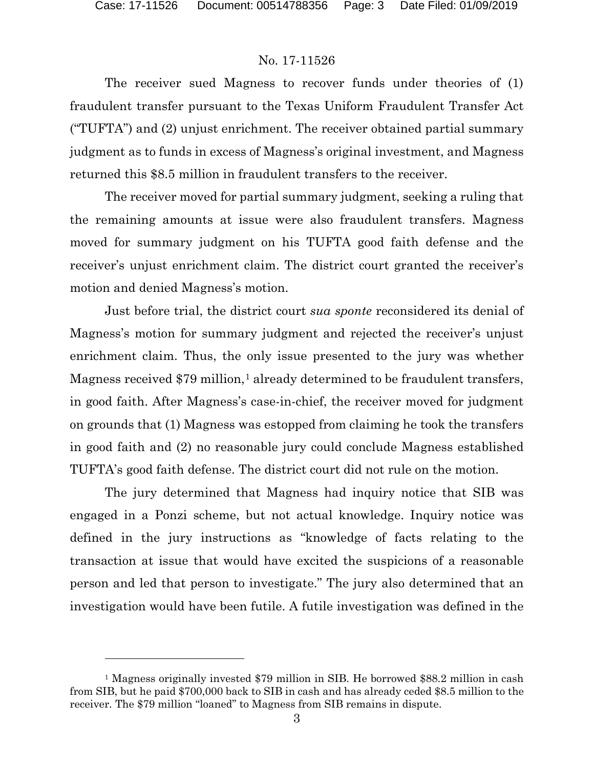No. 17-11526

The receiver sued Magness to recover funds under theories of (1) fraudulent transfer pursuant to the Texas Uniform Fraudulent Transfer Act ("TUFTA") and (2) unjust enrichment. The receiver obtained partial summary judgment as to funds in excess of Magness's original investment, and Magness returned this $8.5 million in fraudulent transfers to the receiver.

The receiver moved for partial summary judgment, seeking a ruling that the remaining amounts at issue were also fraudulent transfers. Magness moved for summary judgment on his TUFTA good faith defense and the receiver's unjust enrichment claim. The district court granted the receiver's motion and denied Magness's motion.

Just before trial, the district court *sua sponte* reconsidered its denial of Magness's motion for summary judgment and rejected the receiver's unjust enrichment claim. Thus, the only issue presented to the jury was whether Magness received $79 million,[1] already determined to be fraudulent transfers, in good faith. After Magness's case-in-chief, the receiver moved for judgment on grounds that (1) Magness was estopped from claiming he took the transfers in good faith and (2) no reasonable jury could conclude Magness established TUFTA's good faith defense. The district court did not rule on the motion.

The jury determined that Magness had inquiry notice that SIB was engaged in a Ponzi scheme, but not actual knowledge. Inquiry notice was defined in the jury instructions as "knowledge of facts relating to the transaction at issue that would have excited the suspicions of a reasonable person and led that person to investigate." The jury also determined that an investigation would have been futile. A futile investigation was defined in the

[1] Magness originally invested $79 million in SIB. He borrowed $88.2 million in cash from SIB, but he paid $700,000 back to SIB in cash and has already ceded $8.5 million to the receiver. The $79 million "loaned" to Magness from SIB remains in dispute.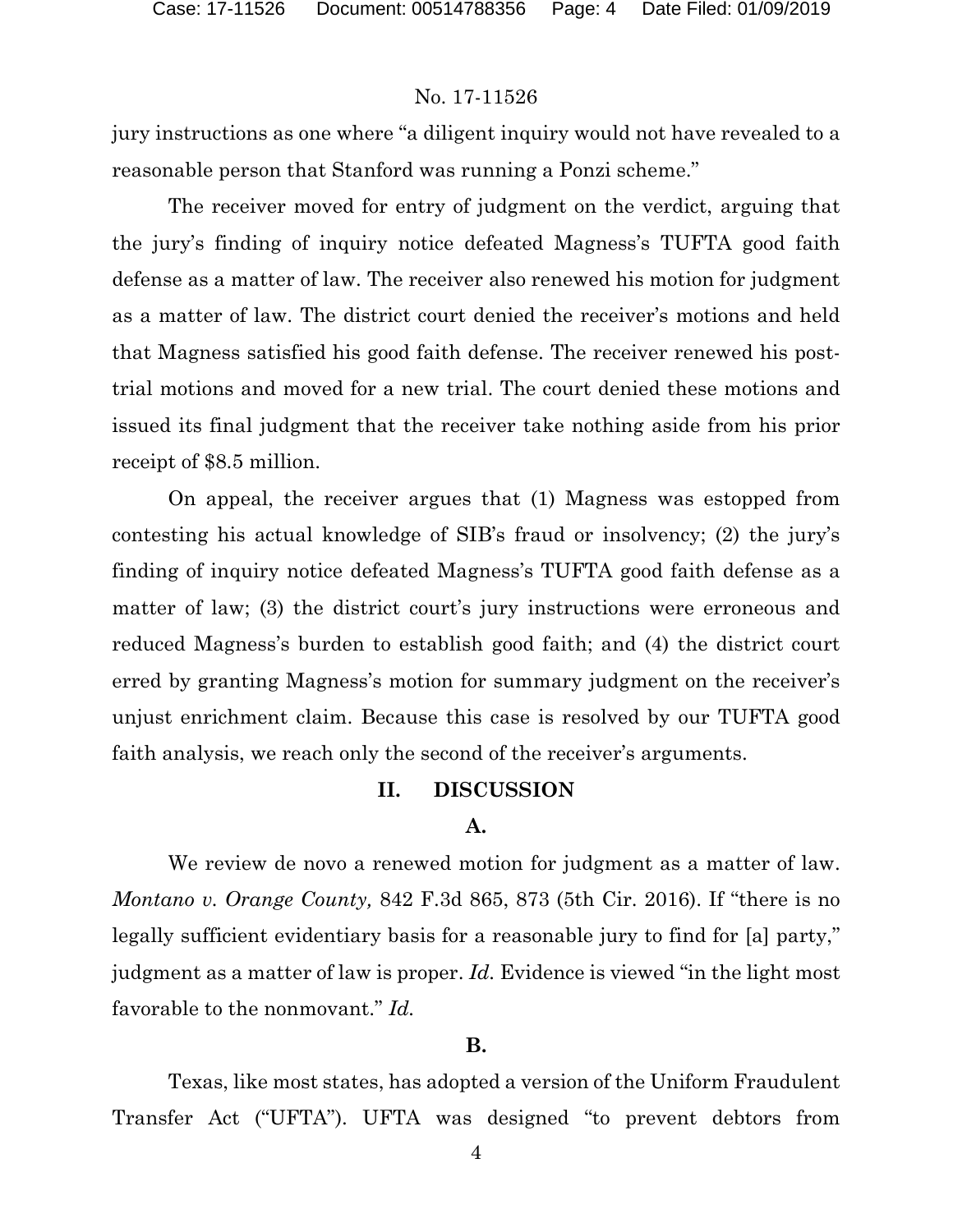jury instructions as one where "a diligent inquiry would not have revealed to a reasonable person that Stanford was running a Ponzi scheme."

The receiver moved for entry of judgment on the verdict, arguing that the jury's finding of inquiry notice defeated Magness's TUFTA good faith defense as a matter of law. The receiver also renewed his motion for judgment as a matter of law. The district court denied the receiver's motions and held that Magness satisfied his good faith defense. The receiver renewed his post-trial motions and moved for a new trial. The court denied these motions and issued its final judgment that the receiver take nothing aside from his prior receipt of $8.5 million.

On appeal, the receiver argues that (1) Magness was estopped from contesting his actual knowledge of SIB's fraud or insolvency; (2) the jury's finding of inquiry notice defeated Magness's TUFTA good faith defense as a matter of law; (3) the district court's jury instructions were erroneous and reduced Magness's burden to establish good faith; and (4) the district court erred by granting Magness's motion for summary judgment on the receiver's unjust enrichment claim. Because this case is resolved by our TUFTA good faith analysis, we reach only the second of the receiver's arguments.

## II. DISCUSSION

### A.

We review de novo a renewed motion for judgment as a matter of law. *Montano v. Orange County,* 842 F.3d 865, 873 (5th Cir. 2016). If "there is no legally sufficient evidentiary basis for a reasonable jury to find for [a] party," judgment as a matter of law is proper. *Id.* Evidence is viewed "in the light most favorable to the nonmovant." *Id.*

### B.

Texas, like most states, has adopted a version of the Uniform Fraudulent Transfer Act ("UFTA"). UFTA was designed "to prevent debtors from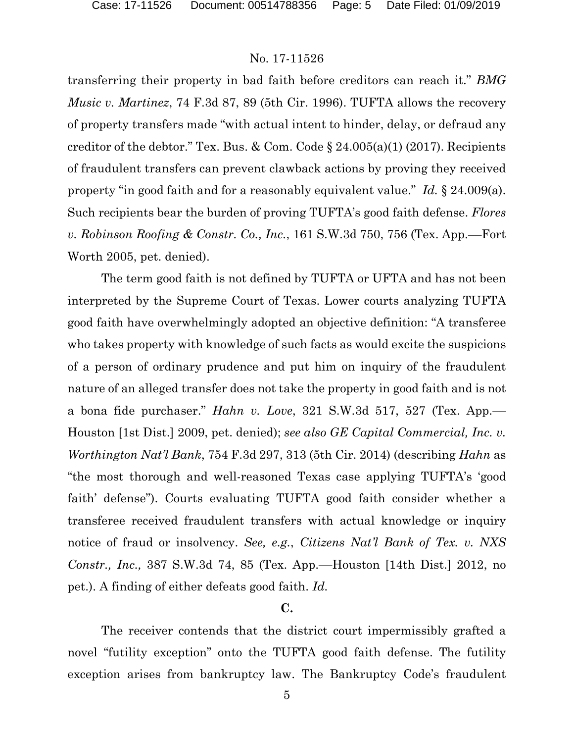transferring their property in bad faith before creditors can reach it." *BMG Music v. Martinez*, 74 F.3d 87, 89 (5th Cir. 1996). TUFTA allows the recovery of property transfers made "with actual intent to hinder, delay, or defraud any creditor of the debtor." Tex. Bus. & Com. Code § 24.005(a)(1) (2017). Recipients of fraudulent transfers can prevent clawback actions by proving they received property "in good faith and for a reasonably equivalent value." *Id.* § 24.009(a). Such recipients bear the burden of proving TUFTA's good faith defense. *Flores v. Robinson Roofing & Constr. Co., Inc.*, 161 S.W.3d 750, 756 (Tex. App.—Fort Worth 2005, pet. denied).

The term good faith is not defined by TUFTA or UFTA and has not been interpreted by the Supreme Court of Texas. Lower courts analyzing TUFTA good faith have overwhelmingly adopted an objective definition: "A transferee who takes property with knowledge of such facts as would excite the suspicions of a person of ordinary prudence and put him on inquiry of the fraudulent nature of an alleged transfer does not take the property in good faith and is not a bona fide purchaser." *Hahn v. Love*, 321 S.W.3d 517, 527 (Tex. App.—Houston [1st Dist.] 2009, pet. denied); *see also GE Capital Commercial, Inc. v. Worthington Nat'l Bank*, 754 F.3d 297, 313 (5th Cir. 2014) (describing *Hahn* as "the most thorough and well-reasoned Texas case applying TUFTA's 'good faith' defense"). Courts evaluating TUFTA good faith consider whether a transferee received fraudulent transfers with actual knowledge or inquiry notice of fraud or insolvency. *See, e.g.*, *Citizens Nat'l Bank of Tex. v. NXS Constr., Inc.,* 387 S.W.3d 74, 85 (Tex. App.—Houston [14th Dist.] 2012, no pet.). A finding of either defeats good faith. *Id.*

## C.

The receiver contends that the district court impermissibly grafted a novel "futility exception" onto the TUFTA good faith defense. The futility exception arises from bankruptcy law. The Bankruptcy Code's fraudulent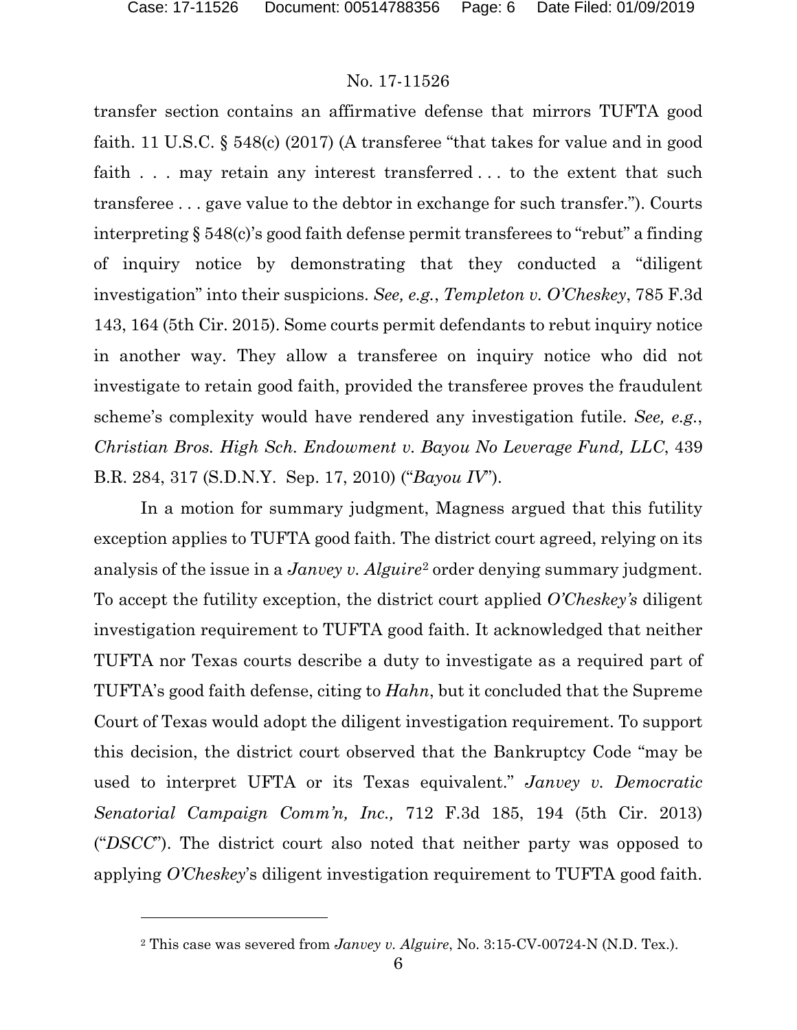transfer section contains an affirmative defense that mirrors TUFTA good faith. 11 U.S.C. § 548(c) (2017) (A transferee "that takes for value and in good faith . . . may retain any interest transferred . . . to the extent that such transferee . . . gave value to the debtor in exchange for such transfer."). Courts interpreting § 548(c)'s good faith defense permit transferees to "rebut" a finding of inquiry notice by demonstrating that they conducted a "diligent investigation" into their suspicions. *See, e.g.*, *Templeton v. O'Cheskey*, 785 F.3d 143, 164 (5th Cir. 2015). Some courts permit defendants to rebut inquiry notice in another way. They allow a transferee on inquiry notice who did not investigate to retain good faith, provided the transferee proves the fraudulent scheme's complexity would have rendered any investigation futile. *See, e.g.*, *Christian Bros. High Sch. Endowment v. Bayou No Leverage Fund, LLC*, 439 B.R. 284, 317 (S.D.N.Y. Sep. 17, 2010) ("*Bayou IV*").

In a motion for summary judgment, Magness argued that this futility exception applies to TUFTA good faith. The district court agreed, relying on its analysis of the issue in a *Janvey v. Alguire*[2] order denying summary judgment. To accept the futility exception, the district court applied *O'Cheskey's* diligent investigation requirement to TUFTA good faith. It acknowledged that neither TUFTA nor Texas courts describe a duty to investigate as a required part of TUFTA's good faith defense, citing to *Hahn*, but it concluded that the Supreme Court of Texas would adopt the diligent investigation requirement. To support this decision, the district court observed that the Bankruptcy Code "may be used to interpret UFTA or its Texas equivalent." *Janvey v. Democratic Senatorial Campaign Comm'n, Inc.,* 712 F.3d 185, 194 (5th Cir. 2013) ("*DSCC*"). The district court also noted that neither party was opposed to applying *O'Cheskey*'s diligent investigation requirement to TUFTA good faith.

[2] This case was severed from *Janvey v. Alguire*, No. 3:15-CV-00724-N (N.D. Tex.).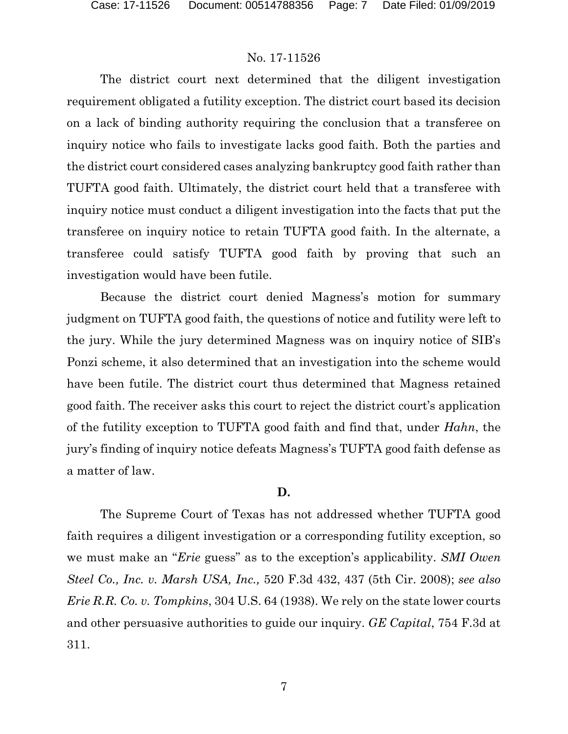The district court next determined that the diligent investigation requirement obligated a futility exception. The district court based its decision on a lack of binding authority requiring the conclusion that a transferee on inquiry notice who fails to investigate lacks good faith. Both the parties and the district court considered cases analyzing bankruptcy good faith rather than TUFTA good faith. Ultimately, the district court held that a transferee with inquiry notice must conduct a diligent investigation into the facts that put the transferee on inquiry notice to retain TUFTA good faith. In the alternate, a transferee could satisfy TUFTA good faith by proving that such an investigation would have been futile.

Because the district court denied Magness's motion for summary judgment on TUFTA good faith, the questions of notice and futility were left to the jury. While the jury determined Magness was on inquiry notice of SIB's Ponzi scheme, it also determined that an investigation into the scheme would have been futile. The district court thus determined that Magness retained good faith. The receiver asks this court to reject the district court's application of the futility exception to TUFTA good faith and find that, under *Hahn*, the jury's finding of inquiry notice defeats Magness's TUFTA good faith defense as a matter of law.

**D.**

The Supreme Court of Texas has not addressed whether TUFTA good faith requires a diligent investigation or a corresponding futility exception, so we must make an "*Erie* guess" as to the exception's applicability. *SMI Owen Steel Co., Inc. v. Marsh USA, Inc.,* 520 F.3d 432, 437 (5th Cir. 2008); *see also Erie R.R. Co. v. Tompkins*, 304 U.S. 64 (1938). We rely on the state lower courts and other persuasive authorities to guide our inquiry. *GE Capital*, 754 F.3d at 311.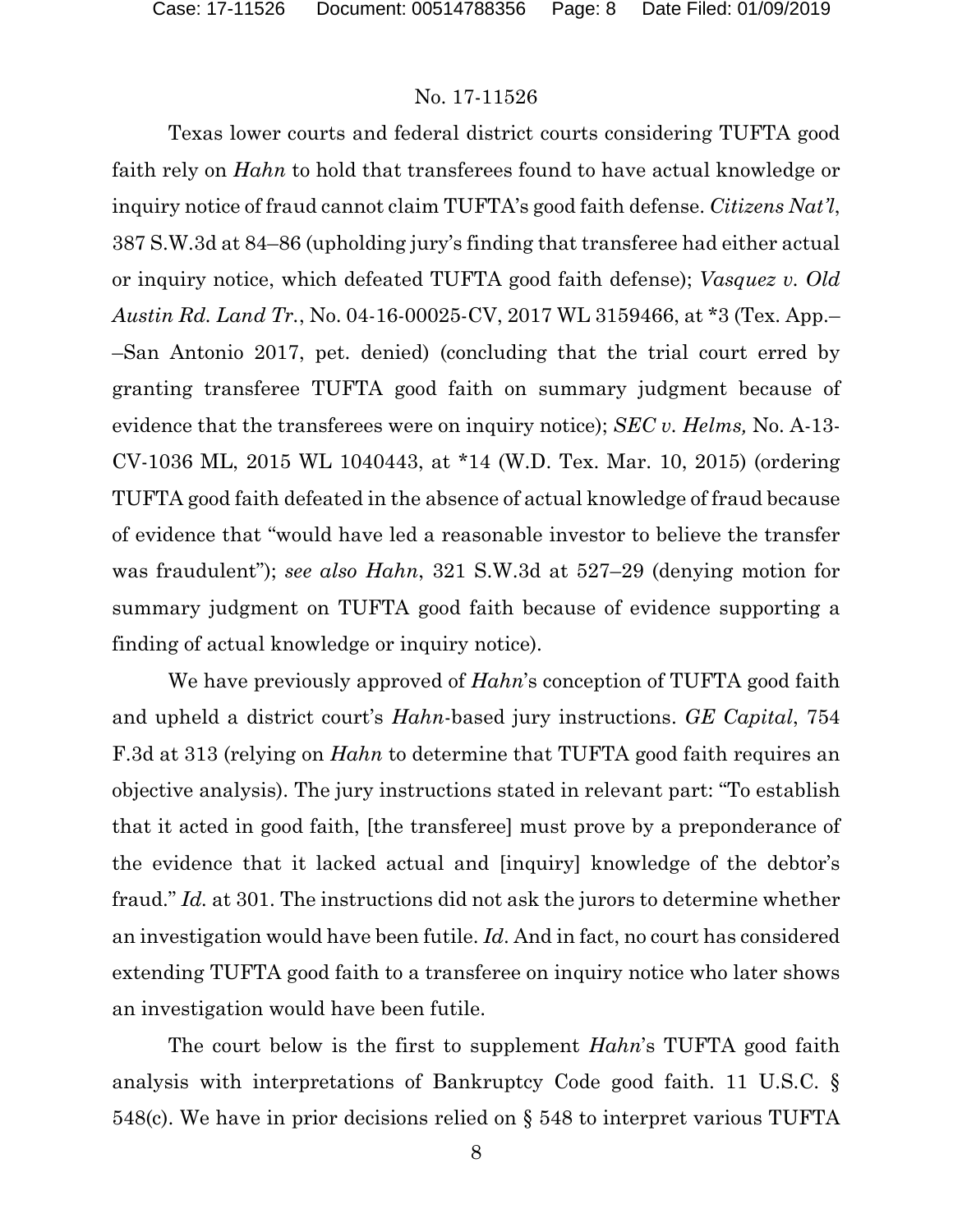Texas lower courts and federal district courts considering TUFTA good faith rely on *Hahn* to hold that transferees found to have actual knowledge or inquiry notice of fraud cannot claim TUFTA's good faith defense. *Citizens Nat'l*, 387 S.W.3d at 84–86 (upholding jury's finding that transferee had either actual or inquiry notice, which defeated TUFTA good faith defense); *Vasquez v. Old Austin Rd. Land Tr.*, No. 04-16-00025-CV, 2017 WL 3159466, at *3 (Tex. App.––San Antonio 2017, pet. denied) (concluding that the trial court erred by granting transferee TUFTA good faith on summary judgment because of evidence that the transferees were on inquiry notice); *SEC v. Helms,* No. A-13-CV-1036 ML, 2015 WL 1040443, at *14 (W.D. Tex. Mar. 10, 2015) (ordering TUFTA good faith defeated in the absence of actual knowledge of fraud because of evidence that "would have led a reasonable investor to believe the transfer was fraudulent"); *see also Hahn*, 321 S.W.3d at 527–29 (denying motion for summary judgment on TUFTA good faith because of evidence supporting a finding of actual knowledge or inquiry notice).

We have previously approved of *Hahn*'s conception of TUFTA good faith and upheld a district court's *Hahn*-based jury instructions. *GE Capital*, 754 F.3d at 313 (relying on *Hahn* to determine that TUFTA good faith requires an objective analysis). The jury instructions stated in relevant part: "To establish that it acted in good faith, [the transferee] must prove by a preponderance of the evidence that it lacked actual and [inquiry] knowledge of the debtor's fraud." *Id.* at 301. The instructions did not ask the jurors to determine whether an investigation would have been futile. *Id*. And in fact, no court has considered extending TUFTA good faith to a transferee on inquiry notice who later shows an investigation would have been futile.

The court below is the first to supplement *Hahn*'s TUFTA good faith analysis with interpretations of Bankruptcy Code good faith. 11 U.S.C. § 548(c). We have in prior decisions relied on § 548 to interpret various TUFTA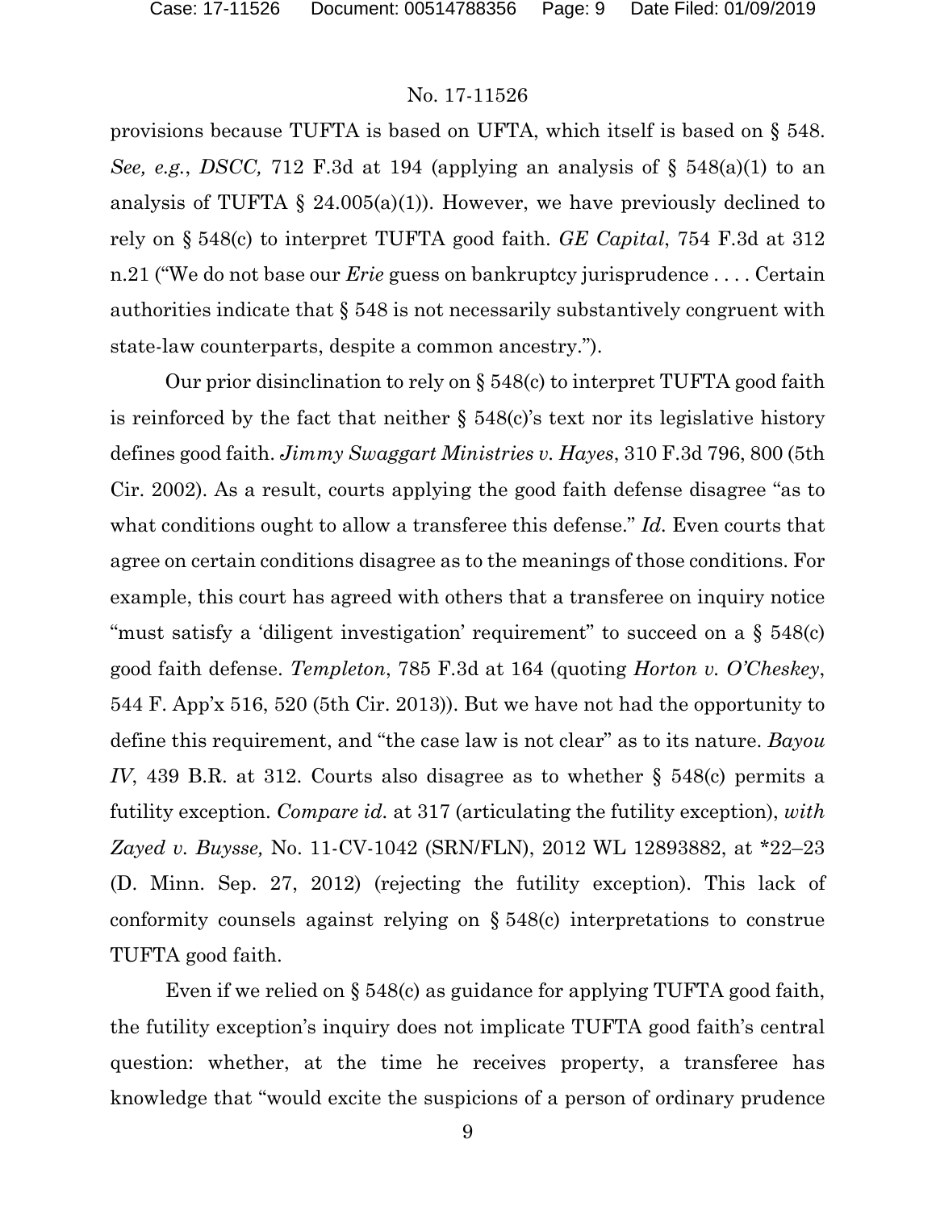provisions because TUFTA is based on UFTA, which itself is based on § 548. *See, e.g.*, *DSCC,* 712 F.3d at 194 (applying an analysis of § 548(a)(1) to an analysis of TUFTA § 24.005(a)(1)). However, we have previously declined to rely on § 548(c) to interpret TUFTA good faith. *GE Capital*, 754 F.3d at 312 n.21 ("We do not base our *Erie* guess on bankruptcy jurisprudence . . . . Certain authorities indicate that § 548 is not necessarily substantively congruent with state-law counterparts, despite a common ancestry.").

Our prior disinclination to rely on § 548(c) to interpret TUFTA good faith is reinforced by the fact that neither § 548(c)'s text nor its legislative history defines good faith. *Jimmy Swaggart Ministries v. Hayes*, 310 F.3d 796, 800 (5th Cir. 2002). As a result, courts applying the good faith defense disagree "as to what conditions ought to allow a transferee this defense." *Id.* Even courts that agree on certain conditions disagree as to the meanings of those conditions. For example, this court has agreed with others that a transferee on inquiry notice "must satisfy a 'diligent investigation' requirement" to succeed on a § 548(c) good faith defense. *Templeton*, 785 F.3d at 164 (quoting *Horton v. O'Cheskey*, 544 F. App'x 516, 520 (5th Cir. 2013)). But we have not had the opportunity to define this requirement, and "the case law is not clear" as to its nature. *Bayou IV*, 439 B.R. at 312. Courts also disagree as to whether § 548(c) permits a futility exception. *Compare id.* at 317 (articulating the futility exception), *with Zayed v. Buysse,* No. 11-CV-1042 (SRN/FLN), 2012 WL 12893882, at \*22–23 (D. Minn. Sep. 27, 2012) (rejecting the futility exception). This lack of conformity counsels against relying on § 548(c) interpretations to construe TUFTA good faith.

Even if we relied on § 548(c) as guidance for applying TUFTA good faith, the futility exception's inquiry does not implicate TUFTA good faith's central question: whether, at the time he receives property, a transferee has knowledge that "would excite the suspicions of a person of ordinary prudence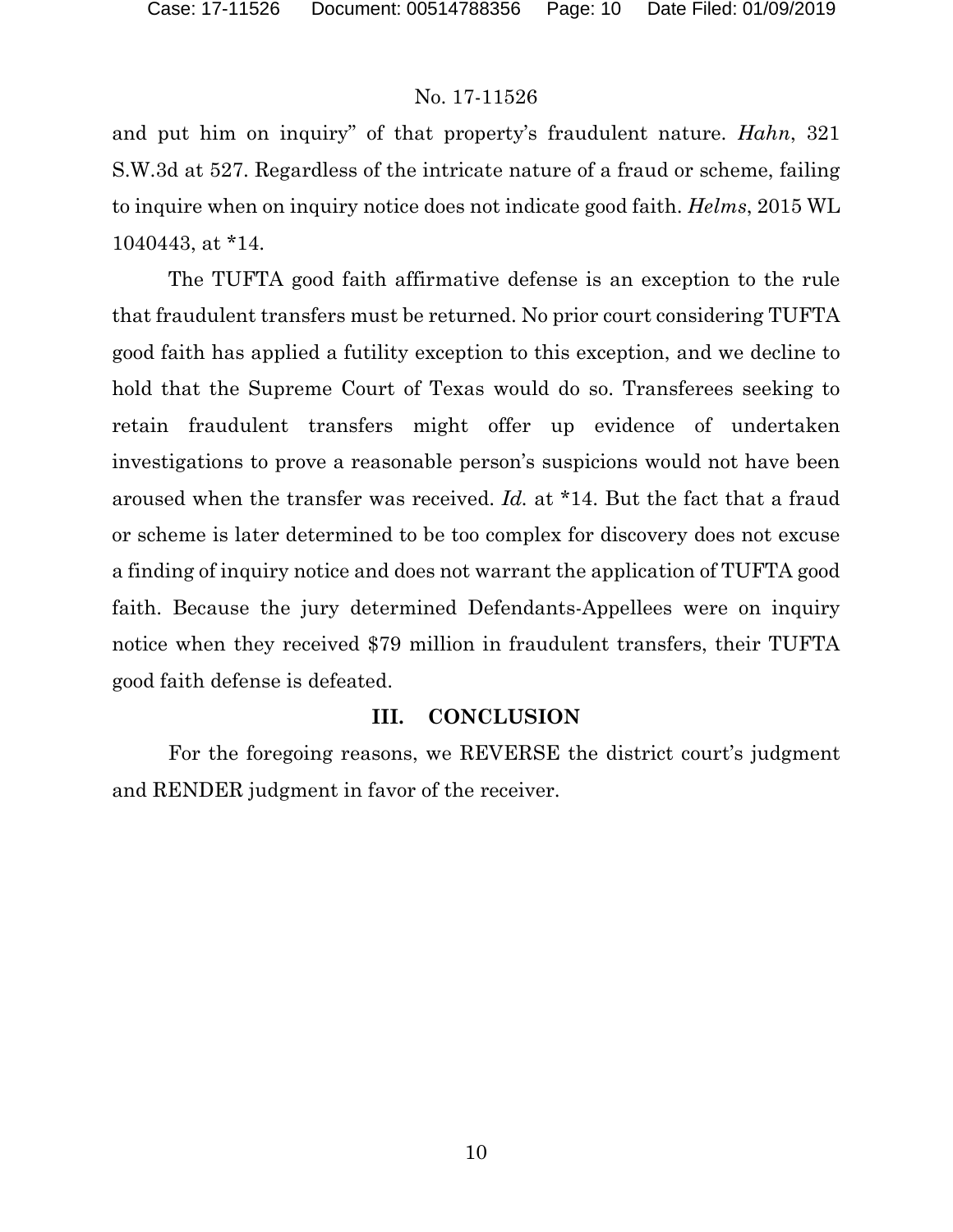and put him on inquiry" of that property's fraudulent nature. *Hahn*, 321 S.W.3d at 527. Regardless of the intricate nature of a fraud or scheme, failing to inquire when on inquiry notice does not indicate good faith. *Helms*, 2015 WL 1040443, at *14.

The TUFTA good faith affirmative defense is an exception to the rule that fraudulent transfers must be returned. No prior court considering TUFTA good faith has applied a futility exception to this exception, and we decline to hold that the Supreme Court of Texas would do so. Transferees seeking to retain fraudulent transfers might offer up evidence of undertaken investigations to prove a reasonable person's suspicions would not have been aroused when the transfer was received. *Id.* at *14. But the fact that a fraud or scheme is later determined to be too complex for discovery does not excuse a finding of inquiry notice and does not warrant the application of TUFTA good faith. Because the jury determined Defendants-Appellees were on inquiry notice when they received $79 million in fraudulent transfers, their TUFTA good faith defense is defeated.

## III. CONCLUSION

For the foregoing reasons, we REVERSE the district court's judgment and RENDER judgment in favor of the receiver.